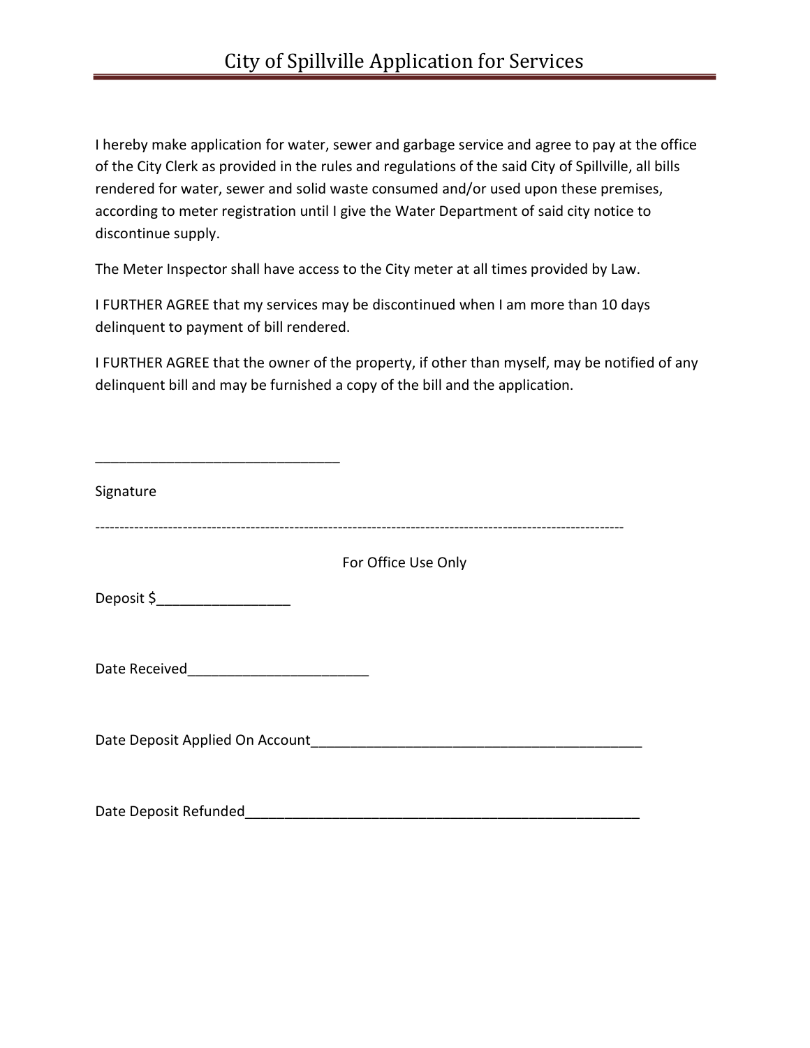# City of Spillville Application for Services

I hereby make application for water, sewer and garbage service and agree to pay at the office of the City Clerk as provided in the rules and regulations of the said City of Spillville, all bills rendered for water, sewer and solid waste consumed and/or used upon these premises, according to meter registration until I give the Water Department of said city notice to discontinue supply.

The Meter Inspector shall have access to the City meter at all times provided by Law.

I FURTHER AGREE that my services may be discontinued when I am more than 10 days delinquent to payment of bill rendered.

I FURTHER AGREE that the owner of the property, if other than myself, may be notified of any delinquent bill and may be furnished a copy of the bill and the application.

________________________________

Signature

---

For Office Use Only

Deposit $_________________

Date Received________________________

Date Deposit Applied On Account____________________________________________

Date Deposit Refunded____________________________________________________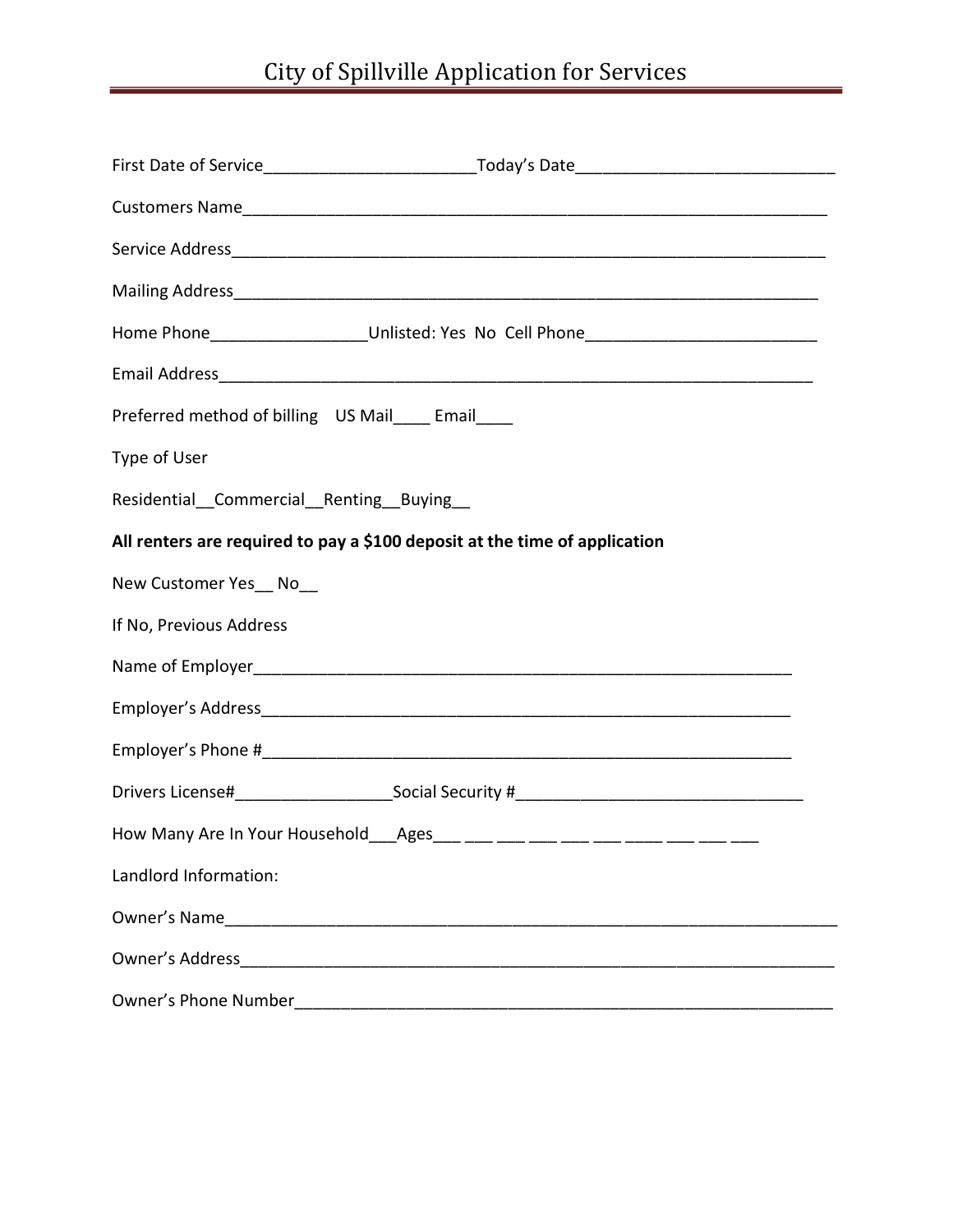# City of Spillville Application for Services

First Date of Service_______________________Today's Date____________________________

Customers Name_________________________________________________________________

Service Address_________________________________________________________________

Mailing Address_________________________________________________________________

Home Phone_________________Unlisted: Yes No Cell Phone_________________________

Email Address___________________________________________________________________

Preferred method of billing US Mail____ Email____

Type of User

Residential__Commercial__Renting__Buying__

**All renters are required to pay a $100 deposit at the time of application**

New Customer Yes__ No__

If No, Previous Address

Name of Employer_______________________________________________________________

Employer's Address______________________________________________________________

Employer's Phone #______________________________________________________________

Drivers License#_________________Social Security #_______________________________

How Many Are In Your Household___Ages___ ___ ___ ___ ___ ___ ____ ___ ___ ___

Landlord Information:

Owner's Name___________________________________________________________________

Owner's Address_________________________________________________________________

Owner's Phone Number___________________________________________________________